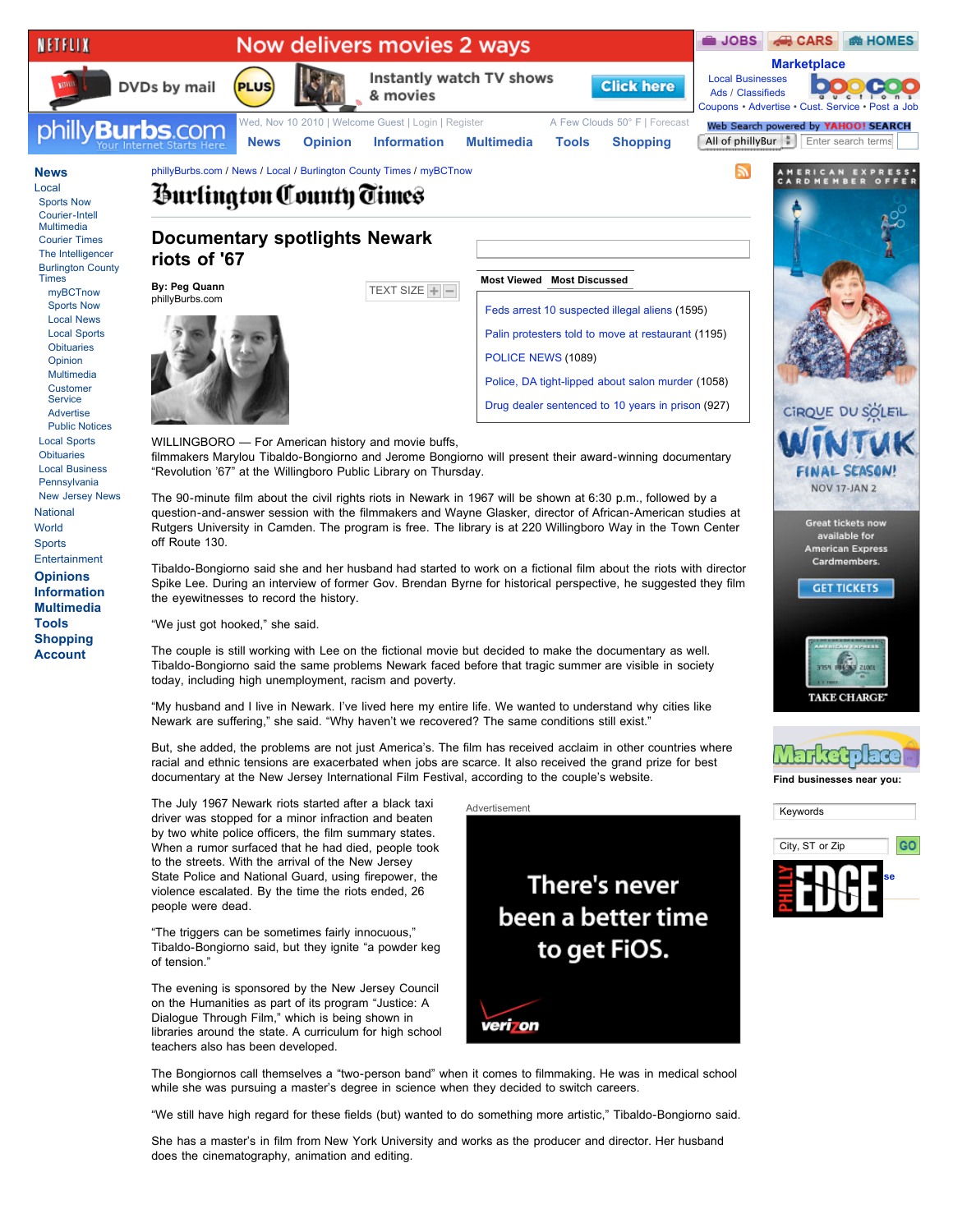phillyBurbs.com / News / Local / Burlington County Times / myBCTnow

Burlington County Times

# Documentary spotlights Newark riots of '67

By: Peg Quann
phillyBurbs.com

WILLINGBORO — For American history and movie buffs, filmmakers Marylou Tibaldo-Bongiorno and Jerome Bongiorno will present their award-winning documentary "Revolution '67" at the Willingboro Public Library on Thursday.

The 90-minute film about the civil rights riots in Newark in 1967 will be shown at 6:30 p.m., followed by a question-and-answer session with the filmmakers and Wayne Glasker, director of African-American studies at Rutgers University in Camden. The program is free. The library is at 220 Willingboro Way in the Town Center off Route 130.

Tibaldo-Bongiorno said she and her husband had started to work on a fictional film about the riots with director Spike Lee. During an interview of former Gov. Brendan Byrne for historical perspective, he suggested they film the eyewitnesses to record the history.

"We just got hooked," she said.

The couple is still working with Lee on the fictional movie but decided to make the documentary as well. Tibaldo-Bongiorno said the same problems Newark faced before that tragic summer are visible in society today, including high unemployment, racism and poverty.

"My husband and I live in Newark. I've lived here my entire life. We wanted to understand why cities like Newark are suffering," she said. "Why haven't we recovered? The same conditions still exist."

But, she added, the problems are not just America's. The film has received acclaim in other countries where racial and ethnic tensions are exacerbated when jobs are scarce. It also received the grand prize for best documentary at the New Jersey International Film Festival, according to the couple's website.

The July 1967 Newark riots started after a black taxi driver was stopped for a minor infraction and beaten by two white police officers, the film summary states. When a rumor surfaced that he had died, people took to the streets. With the arrival of the New Jersey State Police and National Guard, using firepower, the violence escalated. By the time the riots ended, 26 people were dead.

"The triggers can be sometimes fairly innocuous," Tibaldo-Bongiorno said, but they ignite "a powder keg of tension."

The evening is sponsored by the New Jersey Council on the Humanities as part of its program "Justice: A Dialogue Through Film," which is being shown in libraries around the state. A curriculum for high school teachers also has been developed.

The Bongiornos call themselves a "two-person band" when it comes to filmmaking. He was in medical school while she was pursuing a master's degree in science when they decided to switch careers.

"We still have high regard for these fields (but) wanted to do something more artistic," Tibaldo-Bongiorno said.

She has a master's in film from New York University and works as the producer and director. Her husband does the cinematography, animation and editing.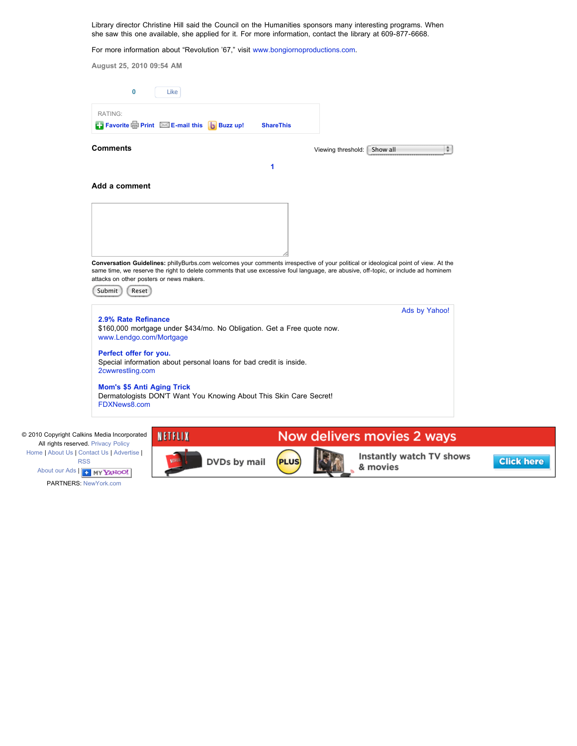Library director Christine Hill said the Council on the Humanities sponsors many interesting programs. When she saw this one available, she applied for it. For more information, contact the library at 609-877-6668.

For more information about "Revolution '67," visit www.bongiornoproductions.com.

August 25, 2010 09:54 AM

0 Like

RATING:

Favorite Print E-mail this Buzz up! ShareThis

**Comments**

Viewing threshold: Show all

1

**Add a comment**

**Conversation Guidelines:** phillyBurbs.com welcomes your comments irrespective of your political or ideological point of view. At the same time, we reserve the right to delete comments that use excessive foul language, are abusive, off-topic, or include ad hominem attacks on other posters or news makers.

Submit Reset

Ads by Yahoo!

**2.9% Rate Refinance**
$160,000 mortgage under $434/mo. No Obligation. Get a Free quote now.
www.Lendgo.com/Mortgage

**Perfect offer for you.**
Special information about personal loans for bad credit is inside.
2cwwrestling.com

**Mom's $5 Anti Aging Trick**
Dermatologists DON'T Want You Knowing About This Skin Care Secret!
FDXNews8.com

© 2010 Copyright Calkins Media Incorporated
All rights reserved. Privacy Policy
Home | About Us | Contact Us | Advertise | RSS
About our Ads | MY YAHOO!
PARTNERS: NewYork.com

NETFLIX Now delivers movies 2 ways
DVDs by mail PLUS Instantly watch TV shows & movies Click here